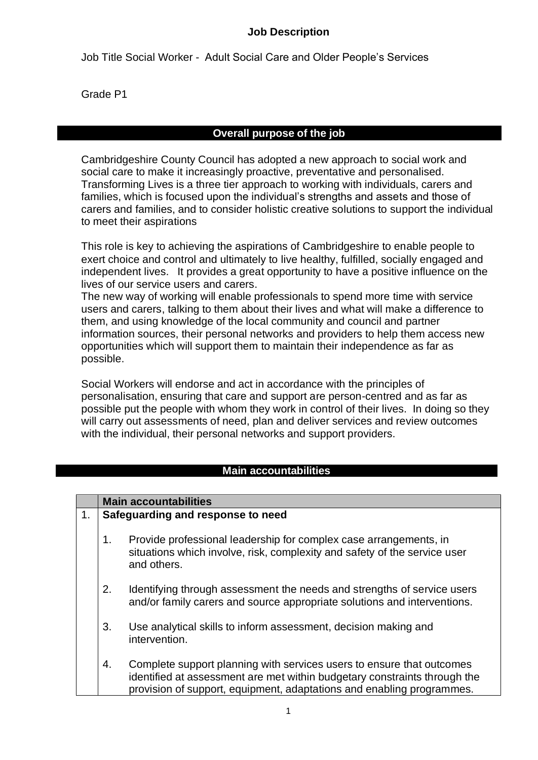# Job Description

Job Title Social Worker - Adult Social Care and Older People's Services

Grade P1

## Overall purpose of the job

Cambridgeshire County Council has adopted a new approach to social work and social care to make it increasingly proactive, preventative and personalised. Transforming Lives is a three tier approach to working with individuals, carers and families, which is focused upon the individual's strengths and assets and those of carers and families, and to consider holistic creative solutions to support the individual to meet their aspirations

This role is key to achieving the aspirations of Cambridgeshire to enable people to exert choice and control and ultimately to live healthy, fulfilled, socially engaged and independent lives. It provides a great opportunity to have a positive influence on the lives of our service users and carers.

The new way of working will enable professionals to spend more time with service users and carers, talking to them about their lives and what will make a difference to them, and using knowledge of the local community and council and partner information sources, their personal networks and providers to help them access new opportunities which will support them to maintain their independence as far as possible.

Social Workers will endorse and act in accordance with the principles of personalisation, ensuring that care and support are person-centred and as far as possible put the people with whom they work in control of their lives. In doing so they will carry out assessments of need, plan and deliver services and review outcomes with the individual, their personal networks and support providers.

## Main accountabilities

| | Main accountabilities |
|---|---|
| 1. | **Safeguarding and response to need**<br><br>1. Provide professional leadership for complex case arrangements, in situations which involve, risk, complexity and safety of the service user and others.<br><br>2. Identifying through assessment the needs and strengths of service users and/or family carers and source appropriate solutions and interventions.<br><br>3. Use analytical skills to inform assessment, decision making and intervention.<br><br>4. Complete support planning with services users to ensure that outcomes identified at assessment are met within budgetary constraints through the provision of support, equipment, adaptations and enabling programmes. |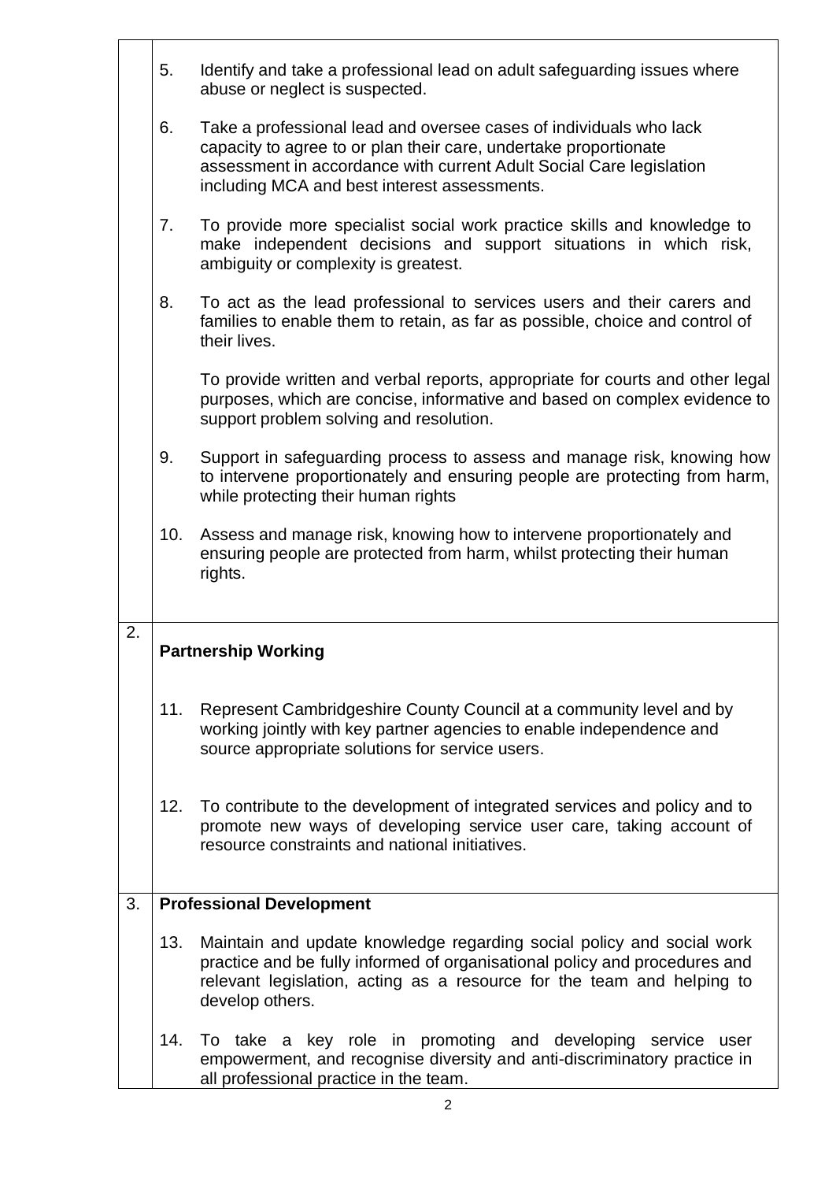5. Identify and take a professional lead on adult safeguarding issues where abuse or neglect is suspected.

6. Take a professional lead and oversee cases of individuals who lack capacity to agree to or plan their care, undertake proportionate assessment in accordance with current Adult Social Care legislation including MCA and best interest assessments.

7. To provide more specialist social work practice skills and knowledge to make independent decisions and support situations in which risk, ambiguity or complexity is greatest.

8. To act as the lead professional to services users and their carers and families to enable them to retain, as far as possible, choice and control of their lives.

   To provide written and verbal reports, appropriate for courts and other legal purposes, which are concise, informative and based on complex evidence to support problem solving and resolution.

9. Support in safeguarding process to assess and manage risk, knowing how to intervene proportionately and ensuring people are protecting from harm, while protecting their human rights

10. Assess and manage risk, knowing how to intervene proportionately and ensuring people are protected from harm, whilst protecting their human rights.

## 2. Partnership Working

11. Represent Cambridgeshire County Council at a community level and by working jointly with key partner agencies to enable independence and source appropriate solutions for service users.

12. To contribute to the development of integrated services and policy and to promote new ways of developing service user care, taking account of resource constraints and national initiatives.

## 3. Professional Development

13. Maintain and update knowledge regarding social policy and social work practice and be fully informed of organisational policy and procedures and relevant legislation, acting as a resource for the team and helping to develop others.

14. To take a key role in promoting and developing service user empowerment, and recognise diversity and anti-discriminatory practice in all professional practice in the team.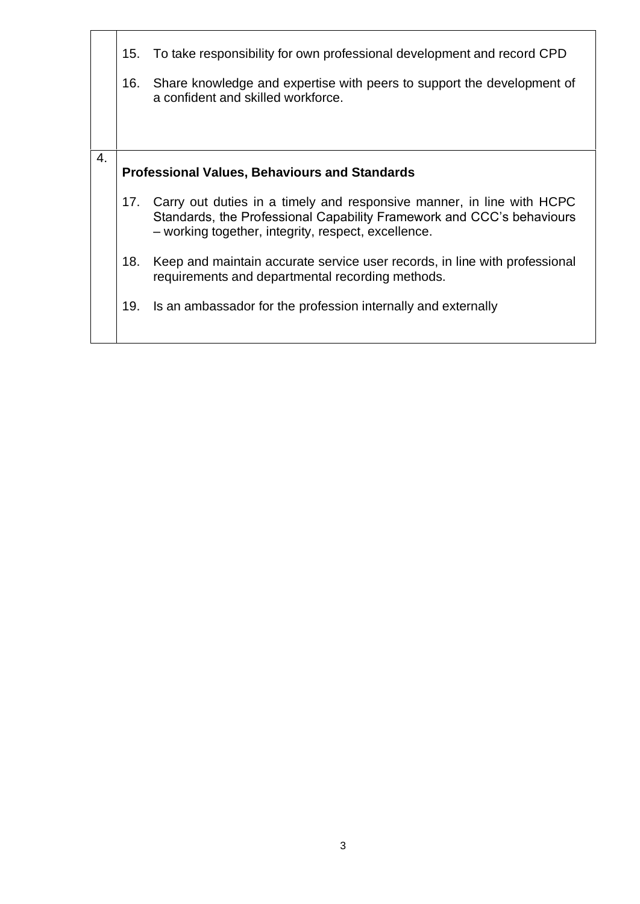| | |
|---|---|
| | 15. To take responsibility for own professional development and record CPD<br><br>16. Share knowledge and expertise with peers to support the development of a confident and skilled workforce. |
| 4. | **Professional Values, Behaviours and Standards**<br><br>17. Carry out duties in a timely and responsive manner, in line with HCPC Standards, the Professional Capability Framework and CCC's behaviours – working together, integrity, respect, excellence.<br><br>18. Keep and maintain accurate service user records, in line with professional requirements and departmental recording methods.<br><br>19. Is an ambassador for the profession internally and externally |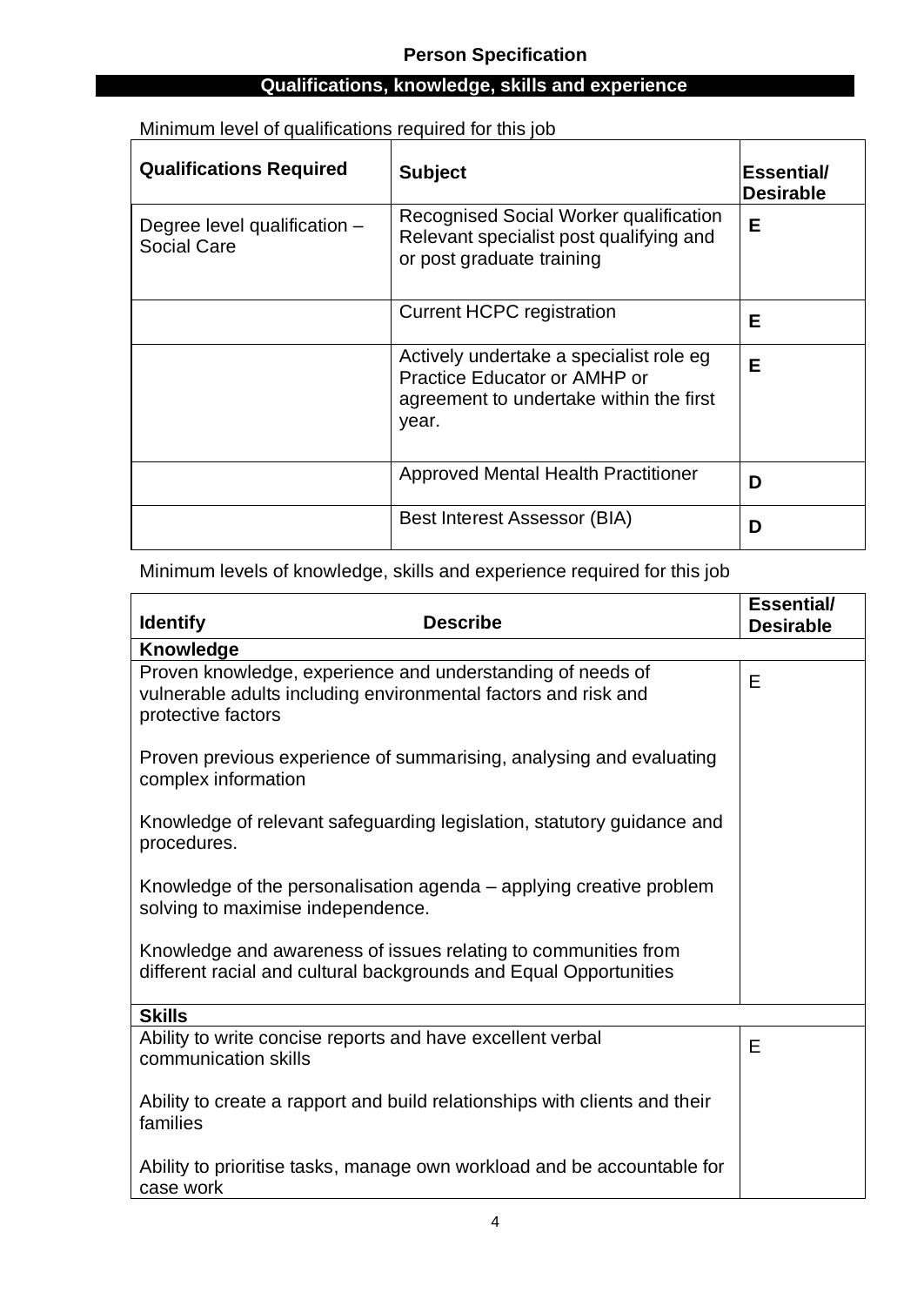## Person Specification

### Qualifications, knowledge, skills and experience

Minimum level of qualifications required for this job

| Qualifications Required | Subject | Essential/ Desirable |
|---|---|---|
| Degree level qualification – Social Care | Recognised Social Worker qualification Relevant specialist post qualifying and or post graduate training | **E** |
| | Current HCPC registration | **E** |
| | Actively undertake a specialist role eg Practice Educator or AMHP or agreement to undertake within the first year. | **E** |
| | Approved Mental Health Practitioner | **D** |
| | Best Interest Assessor (BIA) | **D** |

Minimum levels of knowledge, skills and experience required for this job

| Identify / Describe | Essential/ Desirable |
|---|---|
| **Knowledge** | |
| Proven knowledge, experience and understanding of needs of vulnerable adults including environmental factors and risk and protective factors<br><br>Proven previous experience of summarising, analysing and evaluating complex information<br><br>Knowledge of relevant safeguarding legislation, statutory guidance and procedures.<br><br>Knowledge of the personalisation agenda – applying creative problem solving to maximise independence.<br><br>Knowledge and awareness of issues relating to communities from different racial and cultural backgrounds and Equal Opportunities | E |
| **Skills** | |
| Ability to write concise reports and have excellent verbal communication skills<br><br>Ability to create a rapport and build relationships with clients and their families<br><br>Ability to prioritise tasks, manage own workload and be accountable for case work | E |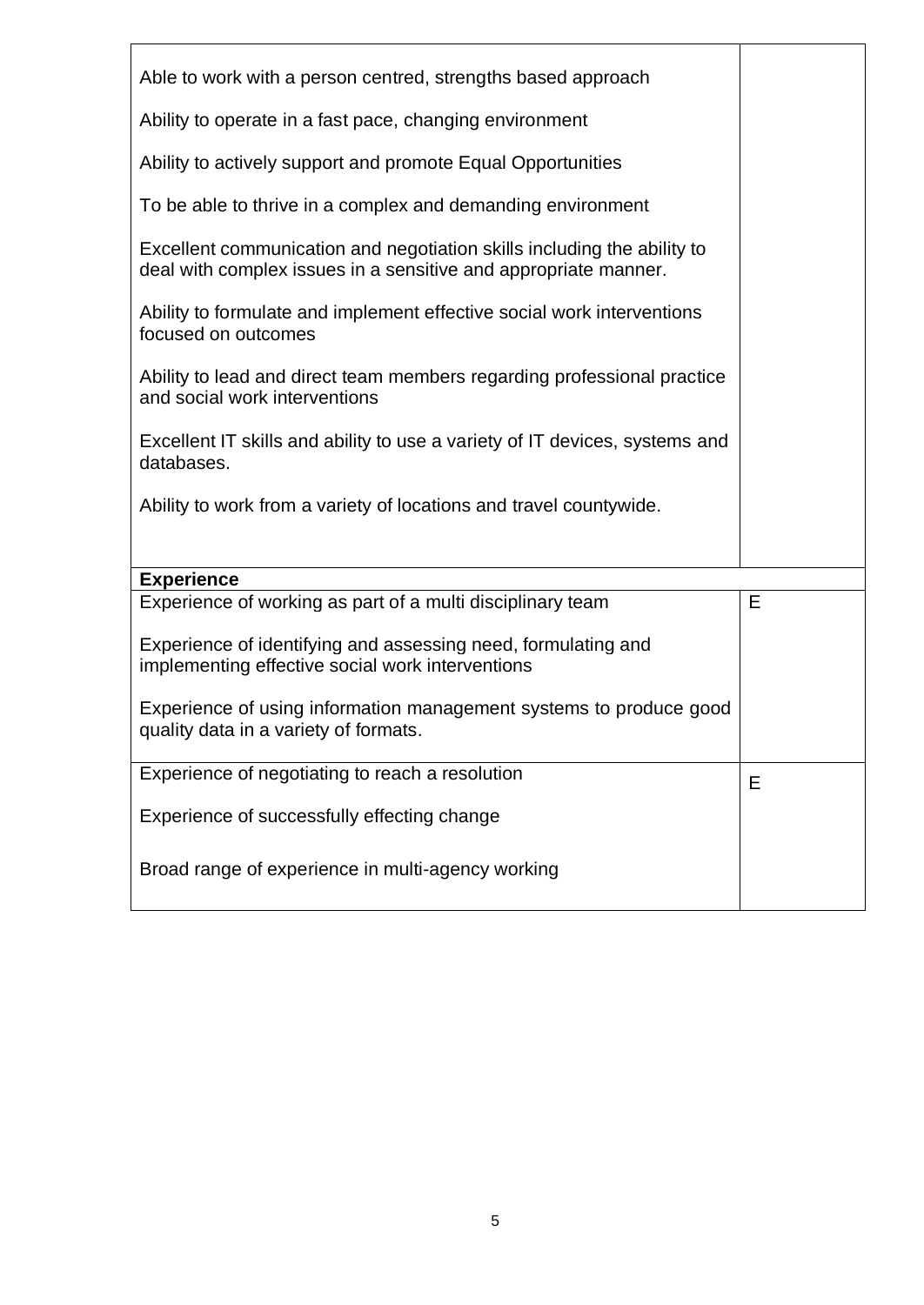| | |
|---|---|
| Able to work with a person centred, strengths based approach<br><br>Ability to operate in a fast pace, changing environment<br><br>Ability to actively support and promote Equal Opportunities<br><br>To be able to thrive in a complex and demanding environment<br><br>Excellent communication and negotiation skills including the ability to deal with complex issues in a sensitive and appropriate manner.<br><br>Ability to formulate and implement effective social work interventions focused on outcomes<br><br>Ability to lead and direct team members regarding professional practice and social work interventions<br><br>Excellent IT skills and ability to use a variety of IT devices, systems and databases.<br><br>Ability to work from a variety of locations and travel countywide. | |
| **Experience** | |
| Experience of working as part of a multi disciplinary team<br><br>Experience of identifying and assessing need, formulating and implementing effective social work interventions<br><br>Experience of using information management systems to produce good quality data in a variety of formats. | E |
| Experience of negotiating to reach a resolution<br><br>Experience of successfully effecting change<br><br>Broad range of experience in multi-agency working | E |